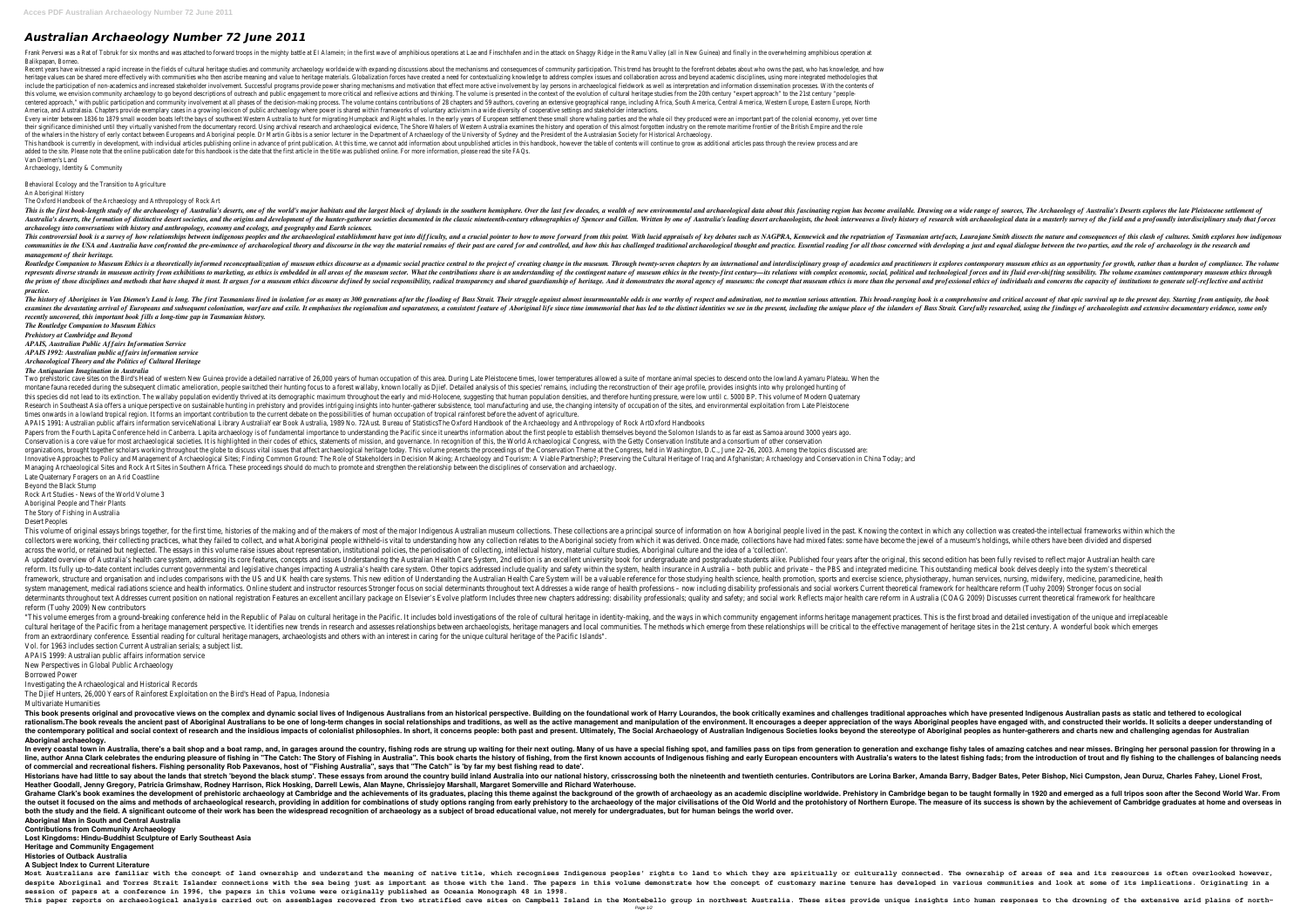# Australian Archaeology Number 72 June 2011

Frank Perversi was a Rat of Tobruk for six months and was attached to forward troops in the mighty battle at El Alamein; in the first wave of amphibious operations at Lae and Finschhafen and in the attack on Shaggy Ridge in the Ramu Valley (all in New Guinea) and finally in the overwhelming amphibious operation at Balikpapan, Borneo.

Recent years have witnessed a rapid increase in the fields of cultural heritage studies and community archaeology worldwide with expanding discussions about the mechanisms and consequences of community participation. This trend has brought to the forefront debates about who owns the past, who has knowledge, and how heritage values can be shared more effectively with communities who then ascribe meaning and value to heritage materials. Globalization forces have created a need for contextualizing knowledge to address complex issues and collaboration across and beyond academic disciplines, using more integrated methodologies that include the participation of non-academics and increased stakeholder involvement. Successful programs provide power sharing mechanisms and motivation that effect more active involvement by lay persons in archaeological fieldwork as well as interpretation and information dissemination processes. With the contents of this volume, we envision community archaeology to go beyond descriptions of outreach and public engagement to more critical and reflexive actions and thinking. The volume is presented in the context of the evolution of cultural heritage studies from the 20th century "expert approach" to the 21st century "people-centered approach," with public participation and community involvement at all phases of the decision-making process. The volume contains contributions of 28 chapters and 59 authors, covering an extensive geographical range, including Africa, South America, Central America, Western Europe, Eastern Europe, North America, and Australasia. Chapters provide exemplary cases in a growing lexicon of public archaeology where power is shared within frameworks of voluntary activism in a wide diversity of cooperative settings and stakeholder interactions.

Every winter between 1836 to 1879 small wooden boats left the bays of southwest Western Australia to hunt for migrating Humpback and Right whales. In the early years of European settlement these small shore whaling parties and the whale oil they produced were an important part of the colonial economy, yet over time their significance diminished until they virtually vanished from the documentary record. Using archival research and archaeological evidence, The Shore Whalers of Western Australia examines the history and operation of this almost forgotten industry on the remote maritime frontier of the British Empire and the role of the whalers in the history of early contact between Europeans and Aboriginal people. Dr Martin Gibbs is a senior lecturer in the Department of Archaeology of the University of Sydney and the President of the Australasian Society for Historical Archaeology.

This handbook is currently in development, with individual articles publishing online in advance of print publication. At this time, we cannot add information about unpublished articles in this handbook, however the table of contents will continue to grow as additional articles pass through the review process and are added to the site. Please note that the online publication date for this handbook is the date that the first article in the title was published online. For more information, please read the site FAQs.

Van Diemen's Land

Archaeology, Identity & Community

Behavioral Ecology and the Transition to Agriculture

An Aboriginal History

The Oxford Handbook of the Archaeology and Anthropology of Rock Art

*This is the first book-length study of the archaeology of Australia's deserts, one of the world's major habitats and the largest block of drylands in the southern hemisphere. Over the last few decades, a wealth of new environmental and archaeological data about this fascinating region has become available. Drawing on a wide range of sources, The Archaeology of Australia's Deserts explores the late Pleistocene settlement of Australia's deserts, the formation of distinctive desert societies, and the origins and development of the hunter-gatherer societies documented in the classic nineteenth-century ethnographies of Spencer and Gillen. Written by one of Australia's leading desert archaeologists, the book interweaves a lively history of research with archaeological data in a masterly survey of the field and a profoundly interdisciplinary study that forces archaeology into conversations with history and anthropology, economy and ecology, and geography and Earth sciences.*

*This controversial book is a survey of how relationships between indigenous peoples and the archaeological establishment have got into difficulty, and a crucial pointer to how to move forward from this point. With lucid appraisals of key debates such as NAGPRA, Kennewick and the repatriation of Tasmanian artefacts, Laurajane Smith dissects the nature and consequences of this clash of cultures. Smith explores how indigenous communities in the USA and Australia have confronted the pre-eminence of archaeological theory and discourse in the way the material remains of their past are cared for and controlled, and how this has challenged traditional archaeological thought and practice. Essential reading for all those concerned with developing a just and equal dialogue between the two parties, and the role of archaeology in the research and management of their heritage.*

*Routledge Companion to Museum Ethics is a theoretically informed reconceptualization of museum ethics discourse as a dynamic social practice central to the project of creating change in the museum. Through twenty-seven chapters by an international and interdisciplinary group of academics and practitioners it explores contemporary museum ethics as an opportunity for growth, rather than a burden of compliance. The volume represents diverse strands in museum activity from exhibitions to marketing, as ethics is embedded in all areas of the museum sector. What the contributions share is an understanding of the contingent nature of museum ethics in the twenty-first century—its relations with complex economic, social, political and technological forces and its fluid ever-shifting sensibility. The volume examines contemporary museum ethics through the prism of those disciplines and methods that have shaped it most. It argues for a museum ethics discourse defined by social responsibility, radical transparency and shared guardianship of heritage. And it demonstrates the moral agency of museums: the concept that museum ethics is more than the personal and professional ethics of individuals and concerns the capacity of institutions to generate self-reflective and activist practice.*

*The history of Aborigines in Van Diemen's Land is long. The first Tasmanians lived in isolation for as many as 300 generations after the flooding of Bass Strait. Their struggle against almost insurmountable odds is one worthy of respect and admiration, not to mention serious attention. This broad-ranging book is a comprehensive and critical account of that epic survival up to the present day. Starting from antiquity, the book examines the devastating arrival of Europeans and subsequent colonisation, warfare and exile. It emphasises the regionalism and separateness, a consistent feature of Aboriginal life since time immemorial that has led to the distinct identities we see in the present, including the unique place of the islanders of Bass Strait. Carefully researched, using the findings of archaeologists and extensive documentary evidence, some only recently uncovered, this important book fills a long-time gap in Tasmanian history.*

***The Routledge Companion to Museum Ethics***

***Prehistory at Cambridge and Beyond***

***APAIS, Australian Public Affairs Information Service***

***APAIS 1992: Australian public affairs information service***

***Archaeological Theory and the Politics of Cultural Heritage***

***The Antiquarian Imagination in Australia***

Two prehistoric cave sites on the Bird's Head of western New Guinea provide a detailed narrative of 26,000 years of human occupation of this area. During Late Pleistocene times, lower temperatures allowed a suite of montane animal species to descend onto the lowland Ayamaru Plateau. When the montane fauna receded during the subsequent climatic amelioration, people switched their hunting focus to a forest wallaby, known locally as Djief. Detailed analysis of this species' remains, including the reconstruction of their age profile, provides insights into why prolonged hunting of this species did not lead to its extinction. The wallaby population evidently thrived at its demographic maximum throughout the early and mid-Holocene, suggesting that human population densities, and therefore hunting pressure, were low until c. 5000 BP. This volume of Modern Quaternary Research in Southeast Asia offers a unique perspective on sustainable hunting in prehistory and provides intriguing insights into hunter-gatherer subsistence, tool manufacturing and use, the changing intensity of occupation of the sites, and environmental exploitation from Late Pleistocene times onwards in a lowland tropical region. It forms an important contribution to the current debate on the possibilities of human occupation of tropical rainforest before the advent of agriculture.

APAIS 1991: Australian public affairs information serviceNational Library AustraliaYear Book Australia, 1989 No. 72Aust. Bureau of StatisticsThe Oxford Handbook of the Archaeology and Anthropology of Rock ArtOxford Handbooks

Papers from the Fourth Lapita Conference held in Canberra. Lapita archaeology is of fundamental importance to understanding the Pacific since it unearths information about the first people to establish themselves beyond the Solomon Islands to as far east as Samoa around 3000 years ago.

Conservation is a core value for most archaeological societies. It is highlighted in their codes of ethics, statements of mission, and governance. In recognition of this, the World Archaeological Congress, with the Getty Conservation Institute and a consortium of other conservation organizations, brought together scholars working throughout the globe to discuss vital issues that affect archaeological heritage today. This volume presents the proceedings of the Conservation Theme at the Congress, held in Washington, D.C., June 22–26, 2003. Among the topics discussed are: Innovative Approaches to Policy and Management of Archaeological Sites; Finding Common Ground: The Role of Stakeholders in Decision Making; Archaeology and Tourism: A Viable Partnership?; Preserving the Cultural Heritage of Iraq and Afghanistan; Archaeology and Conservation in China Today; and Managing Archaeological Sites and Rock Art Sites in Southern Africa. These proceedings should do much to promote and strengthen the relationship between the disciplines of conservation and archaeology.

Late Quaternary Foragers on an Arid Coastline

Beyond the Black Stump

Rock Art Studies - News of the World Volume 3

Aboriginal People and Their Plants

The Story of Fishing in Australia

Desert Peoples

This volume of original essays brings together, for the first time, histories of the making and of the makers of most of the major Indigenous Australian museum collections. These collections are a principal source of information on how Aboriginal people lived in the past. Knowing the context in which any collection was created-the intellectual frameworks within which the collectors were working, their collecting practices, what they failed to collect, and what Aboriginal people withheld-is vital to understanding how any collection relates to the Aboriginal society from which it was derived. Once made, collections have had mixed fates: some have become the jewel of a museum's holdings, while others have been divided and dispersed across the world, or retained but neglected. The essays in this volume raise issues about representation, institutional policies, the periodisation of collecting, intellectual history, material culture studies, Aboriginal culture and the idea of a 'collection'.

A updated overview of Australia's health care system, addressing its core features, concepts and issues Understanding the Australian Health Care System, 2nd edition is an excellent university book for undergraduate and postgraduate students alike. Published four years after the original, this second edition has been fully revised to reflect major Australian health care reform. Its fully up-to-date content includes current governmental and legislative changes impacting Australia's health care system. Other topics addressed include quality and safety within the system, health insurance in Australia – both public and private – the PBS and integrated medicine. This outstanding medical book delves deeply into the system's theoretical framework, structure and organisation and includes comparisons with the US and UK health care systems. This new edition of Understanding the Australian Health Care System will be a valuable reference for those studying health science, health promotion, sports and exercise science, physiotherapy, human services, nursing, midwifery, medicine, paramedicine, health system management, medical radiations science and health informatics. Online student and instructor resources Stronger focus on social determinants throughout text Addresses a wide range of health professions – now including disability professionals and social workers Current theoretical framework for healthcare reform (Tuohy 2009) Stronger focus on social determinants throughout text Addresses current position on national registration Features an excellent ancillary package on Elsevier's Evolve platform Includes three new chapters addressing: disability professionals; quality and safety; and social work Reflects major health care reform in Australia (COAG 2009) Discusses current theoretical framework for healthcare reform (Tuohy 2009) New contributors

"This volume emerges from a ground-breaking conference held in the Republic of Palau on cultural heritage in the Pacific. It includes bold investigations of the role of cultural heritage in identity-making, and the ways in which community engagement informs heritage management practices. This is the first broad and detailed investigation of the unique and irreplaceable cultural heritage of the Pacific from a heritage management perspective. It identifies new trends in research and assesses relationships between archaeologists, heritage managers and local communities. The methods which emerge from these relationships will be critical to the effective management of heritage sites in the 21st century. A wonderful book which emerges from an extraordinary conference. Essential reading for cultural heritage managers, archaeologists and others with an interest in caring for the unique cultural heritage of the Pacific Islands".

Vol. for 1963 includes section Current Australian serials; a subject list.

APAIS 1999: Australian public affairs information service

New Perspectives in Global Public Archaeology

Borrowed Power

Investigating the Archaeological and Historical Records

The Djief Hunters, 26,000 Years of Rainforest Exploitation on the Bird's Head of Papua, Indonesia

Multivariate Humanities

**This book presents original and provocative views on the complex and dynamic social lives of Indigenous Australians from an historical perspective. Building on the foundational work of Harry Lourandos, the book critically examines and challenges traditional approaches which have presented Indigenous Australian pasts as static and tethered to ecological rationalism.The book reveals the ancient past of Aboriginal Australians to be one of long-term changes in social relationships and traditions, as well as the active management and manipulation of the environment. It encourages a deeper appreciation of the ways Aboriginal peoples have engaged with, and constructed their worlds. It solicits a deeper understanding of the contemporary political and social context of research and the insidious impacts of colonialist philosophies. In short, it concerns people: both past and present. Ultimately, The Social Archaeology of Australian Indigenous Societies looks beyond the stereotype of Aboriginal peoples as hunter-gatherers and charts new and challenging agendas for Australian Aboriginal archaeology.**

**In every coastal town in Australia, there's a bait shop and a boat ramp, and, in garages around the country, fishing rods are strung up waiting for their next outing. Many of us have a special fishing spot, and families pass on tips from generation to generation and exchange fishy tales of amazing catches and near misses. Bringing her personal passion for throwing in a line, author Anna Clark celebrates the enduring pleasure of fishing in "The Catch: The Story of Fishing in Australia". This book charts the history of fishing, from the first known accounts of Indigenous fishing and early European encounters with Australia's waters to the latest fishing fads; from the introduction of trout and fly fishing to the challenges of balancing needs of commercial and recreational fishers. Fishing personality Rob Paxevanos, host of "Fishing Australia", says that "The Catch" is 'by far my best fishing read to date'.**

**Historians have had little to say about the lands that stretch 'beyond the black stump'. These essays from around the country build inland Australia into our national history, crisscrossing both the nineteenth and twentieth centuries. Contributors are Lorina Barker, Amanda Barry, Badger Bates, Peter Bishop, Nici Cumpston, Jean Duruz, Charles Fahey, Lionel Frost, Heather Goodall, Jenny Gregory, Patricia Grimshaw, Rodney Harrison, Rick Hosking, Darrell Lewis, Alan Mayne, Chrissiejoy Marshall, Margaret Somerville and Richard Waterhouse.**

**Grahame Clark's book examines the development of prehistoric archaeology at Cambridge and the achievements of its graduates, placing this theme against the background of the growth of archaeology as an academic discipline worldwide. Prehistory in Cambridge began to be taught formally in 1920 and emerged as a full tripos soon after the Second World War. From the outset it focused on the aims and methods of archaeological research, providing in addition for combinations of study options ranging from early prehistory to the archaeology of the major civilisations of the Old World and the protohistory of Northern Europe. The measure of its success is shown by the achievement of Cambridge graduates at home and overseas in both the study and the field. A significant outcome of their work has been the widespread recognition of archaeology as a subject of broad educational value, not merely for undergraduates, but for human beings the world over.**

**Aboriginal Man in South and Central Australia**

**Contributions from Community Archaeology**

**Lost Kingdoms: Hindu-Buddhist Sculpture of Early Southeast Asia**

**Heritage and Community Engagement**

**Histories of Outback Australia**

**A Subject Index to Current Literature**

Most Australians are familiar with the concept of land ownership and understand the meaning of native title, which recognises Indigenous peoples' rights to land to which they are spiritually or culturally connected. The ownership of areas of sea and its resources is often overlooked however, despite Aboriginal and Torres Strait Islander connections with the sea being just as important as those with the land. The papers in this volume demonstrate how the concept of customary marine tenure has developed in various communities and look at some of its implications. Originating in a session of papers at a conference in 1996, the papers in this volume were originally published as Oceania Monograph 48 in 1998.

This paper reports on archaeological analysis carried out on assemblages recovered from two stratified cave sites on Campbell Island in the Montebello group in northwest Australia. These sites provide unique insights into human responses to the drowning of the extensive arid plains of north-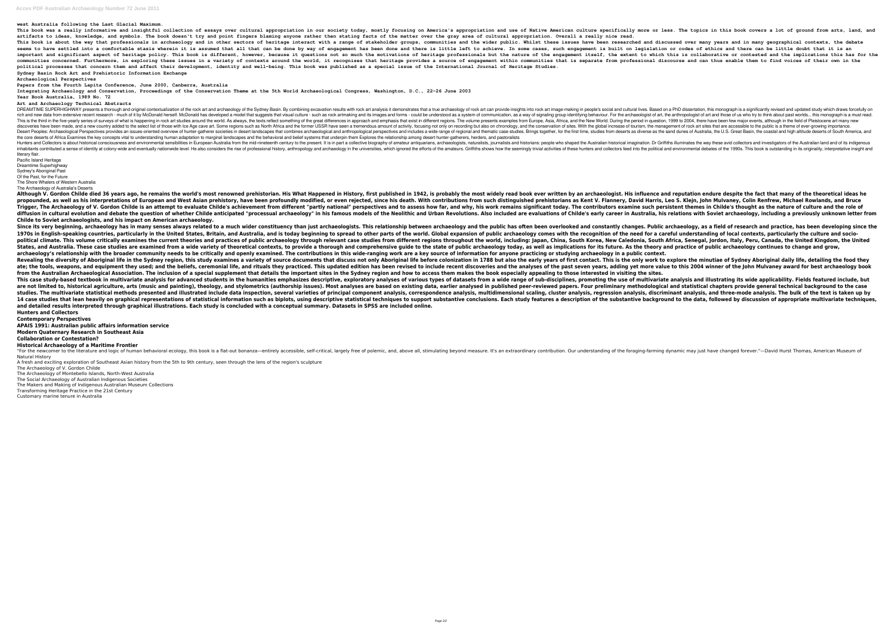west Australia following the Last Glacial Maximum.

This book was a really informative and insightful collection of essays over cultural appropriation in our society today, mostly focusing on America's appropriation and use of Native American culture specifically more or less. The topics in this book covers a lot of ground from arts, land, and artifacts to ideas, knowledge, and symbols. The book doesn't try and point fingers blaming anyone rather then stating facts of the matter over the gray area of cultural appropriation. Overall a really nice read.

This book is about the way that professionals in archaeology and in other sectors of heritage interact with a range of stakeholder groups, communities and the wider public. Whilst these issues have been researched and discussed over many years and in many geographical contexts, the debate seems to have settled into a comfortable stasis wherein it is assumed that all that can be done by way of engagement has been done and there is little left to achieve. In some cases, such engagement is built on legislation or codes of ethics and there can be little doubt that it is an important and significant aspect of heritage policy. This book is different, however, because it questions not so much the motivations of heritage professionals but the nature of the engagement itself, the extent to which this is collaborative or contested and the implications this has for the communities concerned. Furthermore, in exploring these issues in a variety of contexts around the world, it recognises that heritage provides a source of engagement within communities that is separate from professional discourse and can thus enable them to find voices of their own in the political processes that concern them and affect their development, identity and well-being. This book was published as a special issue of the International Journal of Heritage Studies.

Sydney Basin Rock Art and Prehistoric Information Exchange

Archaeological Perspectives

Papers from the Fourth Lapita Conference, June 2000, Canberra, Australia

Integrating Archaeology and Conservation, Proceedings of the Conservation Theme at the 5th World Archaeological Congress, Washington, D.C., 22-26 June 2003

Year Book Australia, 1989 No. 72

Art and Archaeology Technical Abstracts

DREAMTIME SUPERHIGHWAY presents a thorough and original contextualization of the rock art and archaeology of the Sydney Basin. By combining excavation results with rock art analysis it demonstrates that a true archaeology of rock art can provide insights into rock art image-making in people's social and cultural lives. Based on a PhD dissertation, this monograph is a significantly revised and updated study which draws forcefully on rich and new data from extensive recent research - much of it by McDonald herself. McDonald has developed a model that suggests that visual culture - such as rock artmaking and its images and forms - could be understood as a system of communication, as a way of signaling group identifying behaviour. For the archaeologist of art, the anthropologist of art and those of us who try to think about past worlds... this monograph is a must read.

This is the third in the five-yearly series of surveys of what is happening in rock art studies around the world. As always, the texts reflect something of the great differences in approach and emphasis that exist in different regions. The volume presents examples from Europe, Asia, Africa, and the New World. During the period in question, 1999 to 2004, there have been few major events, although in the field of Pleistocene art many new discoveries have been made, and a new country added to the select list of those with Ice Age cave art. Some regions such as North Africa and the former USSR have seen a tremendous amount of activity, focusing not only on recording but also on chronology, and the conservation of sites. With the global increase of tourism, the management of rock art sites that are accessible to the public is a theme of ever-growing importance.

Desert Peoples: Archaeological Perspectives provides an issues-oriented overview of hunter-gatherer societies in desert landscapes that combines archaeological and anthropological perspectives and includes a wide range of regional and thematic case studies. Brings together, for the first time, studies from deserts as diverse as the sand dunes of Australia, the U.S. Great Basin, the coastal and high altitude deserts of South America, and the core deserts of Africa Examines the key concepts vital to understanding human adaptation to marginal landscapes and the behavioral and belief systems that underpin them Explores the relationship among desert hunter-gatherers, herders, and pastoralists

Hunters and Collectors is about historical consciousness and environmental sensibilities in European Australia from the mid-nineteenth century to the present. It is in part a collective biography of amateur antiquarians, archaeologists, naturalists, journalists and historians: people who shaped the Australian historical imagination. Dr Griffiths illuminates the way these avid collectors and investigators of the Australian land and of its indigenous inhabitants contributed a sense of identity at colony-wide and eventually nationwide level. He also considers the rise of professional history, anthropology and archaeology in the universities, which ignored the efforts of the amateurs. Griffiths shows how the seemingly trivial activities of these hunters and collectors feed into the political and environmental debates of the 1990s. This book is outstanding in its originality, interpretative insight and literary flair.

Pacific Island Heritage

Dreamtime Superhighway

Sydney's Aboriginal Past

Of the Past, for the Future

The Shore Whalers of Western Australia

The Archaeology of Australia's Deserts

Although V. Gordon Childe died 36 years ago, he remains the world's most renowned prehistorian. His What Happened in History, first published in 1942, is probably the most widely read book ever written by an archaeologist. His influence and reputation endure despite the fact that many of the theoretical ideas he propounded, as well as his interpretations of European and West Asian prehistory, have been profoundly modified, or even rejected, since his death. With contributions from such distinguished prehistorians as Kent V. Flannery, David Harris, Leo S. Klejn, John Mulvaney, Colin Renfrew, Michael Rowlands, and Bruce Trigger, The Archaeology of V. Gordon Childe is an attempt to evaluate Childe's achievement from different "partly national" perspectives and to assess how far, and why, his work remains significant today. The contributors examine such persistent themes in Childe's thought as the nature of culture and the role of diffusion in cultural evolution and debate the question of whether Childe anticipated "processual archaeology" in his famous models of the Neolithic and Urban Revolutions. Also included are evaluations of Childe's early career in Australia, his relations with Soviet archaeology, including a previously unknown letter from Childe to Soviet archaeologists, and his impact on American archaeology.

Since its very beginning, archaeology has in many senses always related to a much wider constituency than just archaeologists. This relationship between archaeology and the public has often been overlooked and constantly changes. Public archaeology, as a field of research and practice, has been developing since the 1970s in English-speaking countries, particularly in the United States, Britain, and Australia, and is today beginning to spread to other parts of the world. Global expansion of public archaeology comes with the recognition of the need for a careful understanding of local contexts, particularly the culture and socio-political climate. This volume critically examines the current theories and practices of public archaeology through relevant case studies from different regions throughout the world, including: Japan, China, South Korea, New Caledonia, South Africa, Senegal, Jordon, Italy, Peru, Canada, the United Kingdom, the United States, and Australia. These case studies are examined from a wide variety of theoretical contexts, to provide a thorough and comprehensive guide to the state of public archaeology today, as well as implications for its future. As the theory and practice of public archaeology continues to change and grow, archaeology's relationship with the broader community needs to be critically and openly examined. The contributions in this wide-ranging work are a key source of information for anyone practicing or studying archaeology in a public context.

Revealing the diversity of Aboriginal life in the Sydney region, this study examines a variety of source documents that discuss not only Aboriginal life before colonization in 1788 but also the early years of first contact. This is the only work to explore the minutiae of Sydney Aboriginal daily life, detailing the food they ate; the tools, weapons, and equipment they used; and the beliefs, ceremonial life, and rituals they practiced. This updated edition has been revised to include recent discoveries and the analyses of the past seven years, adding yet more value to this 2004 winner of the John Mulvaney award for best archaeology book from the Australian Archaeological Association. The inclusion of a special supplement that details the important sites in the Sydney region and how to access them makes the book especially appealing to those interested in visiting the sites.

This case study-based textbook in multivariate analysis for advanced students in the humanities emphasizes descriptive, exploratory analyses of various types of datasets from a wide range of sub-disciplines, promoting the use of multivariate analysis and illustrating its wide applicability. Fields featured include, but are not limited to, historical agriculture, arts (music and painting), theology, and stylometrics (authorship issues). Most analyses are based on existing data, earlier analysed in published peer-reviewed papers. Four preliminary methodological and statistical chapters provide general technical background to the case studies. The multivariate statistical methods presented and illustrated include data inspection, several varieties of principal component analysis, correspondence analysis, multidimensional scaling, cluster analysis, regression analysis, discriminant analysis, and three-mode analysis. The bulk of the text is taken up by 14 case studies that lean heavily on graphical representations of statistical information such as biplots, using descriptive statistical techniques to support substantive conclusions. Each study features a description of the substantive background to the data, followed by discussion of appropriate multivariate techniques, and detailed results interpreted through graphical illustrations. Each study is concluded with a conceptual summary. Datasets in SPSS are included online.

Hunters and Collectors

Contemporary Perspectives

APAIS 1991: Australian public affairs information service

Modern Quaternary Research in Southeast Asia

Collaboration or Contestation?

Historical Archaeology of a Maritime Frontier

"For the newcomer to the literature and logic of human behavioral ecology, this book is a flat-out bonanza—entirely accessible, self-critical, largely free of polemic, and, above all, stimulating beyond measure. It's an extraordinary contribution. Our understanding of the foraging-farming dynamic may just have changed forever."—David Hurst Thomas, American Museum of Natural History

A fresh and exciting exploration of Southeast Asian history from the 5th to 9th century, seen through the lens of the region's sculpture

The Archaeology of V. Gordon Childe

The Archaeology of Montebello Islands, North-West Australia

The Social Archaeology of Australian Indigenous Societies

The Makers and Making of Indigenous Australian Museum Collections

Transforming Heritage Practice in the 21st Century

Customary marine tenure in Australia